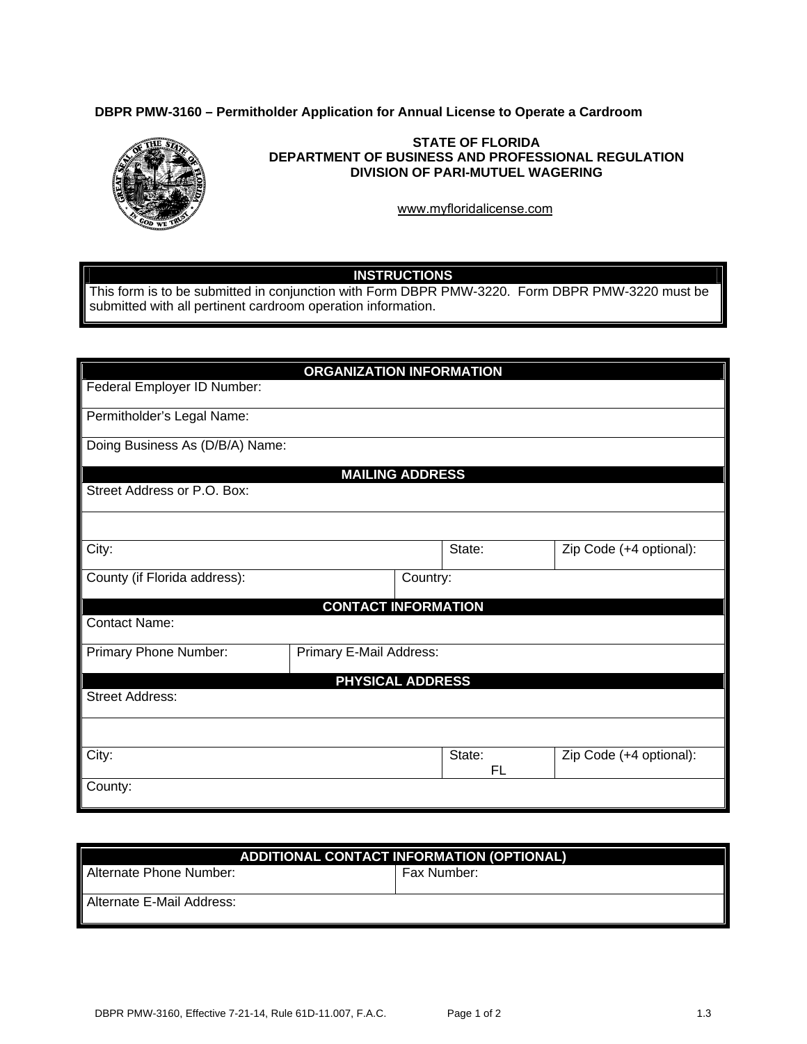**DBPR PMW-3160 – Permitholder Application for Annual License to Operate a Cardroom**

**STATE OF FLORIDA**
**DEPARTMENT OF BUSINESS AND PROFESSIONAL REGULATION**
**DIVISION OF PARI-MUTUEL WAGERING**

www.myfloridalicense.com

## INSTRUCTIONS

This form is to be submitted in conjunction with Form DBPR PMW-3220. Form DBPR PMW-3220 must be submitted with all pertinent cardroom operation information.

## ORGANIZATION INFORMATION

| | | | |
|---|---|---|---|
| Federal Employer ID Number: | | | |
| Permitholder's Legal Name: | | | |
| Doing Business As (D/B/A) Name: | | | |

## MAILING ADDRESS

| | | | |
|---|---|---|---|
| Street Address or P.O. Box: | | | |
| | | | |
| City: | | State: | Zip Code (+4 optional): |
| County (if Florida address): | Country: | | |

## CONTACT INFORMATION

| | |
|---|---|
| Contact Name: | |
| Primary Phone Number: | Primary E-Mail Address: |

## PHYSICAL ADDRESS

| | | |
|---|---|---|
| Street Address: | | |
| | | |
| City: | State: FL | Zip Code (+4 optional): |
| County: | | |

## ADDITIONAL CONTACT INFORMATION (OPTIONAL)

| | |
|---|---|
| Alternate Phone Number: | Fax Number: |
| Alternate E-Mail Address: | |

DBPR PMW-3160, Effective 7-21-14, Rule 61D-11.007, F.A.C. 1.3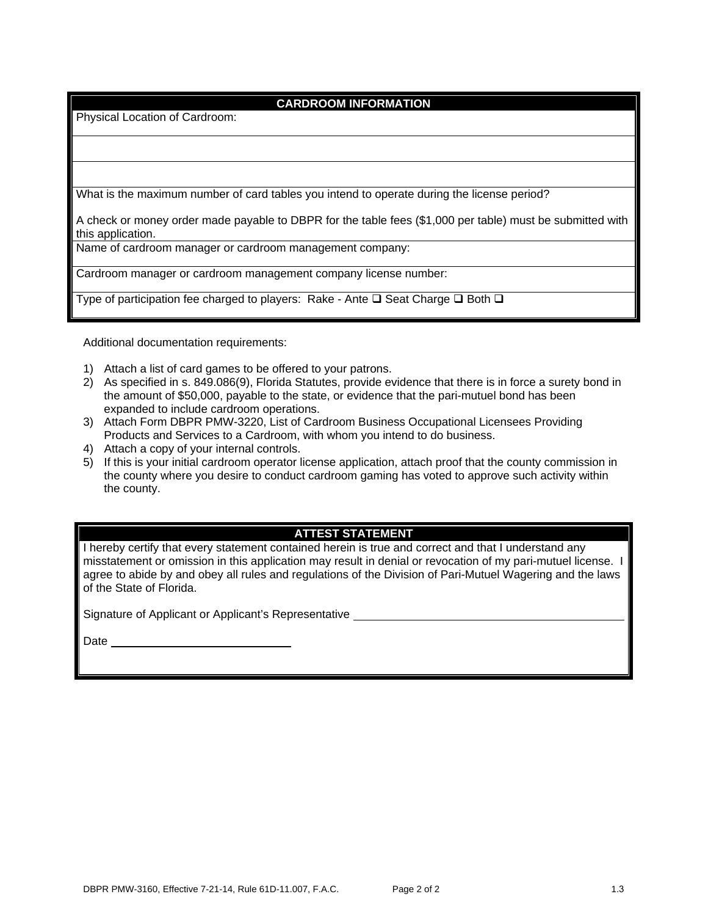## CARDROOM INFORMATION

Physical Location of Cardroom:

What is the maximum number of card tables you intend to operate during the license period?

A check or money order made payable to DBPR for the table fees ($1,000 per table) must be submitted with this application.

Name of cardroom manager or cardroom management company:

Cardroom manager or cardroom management company license number:

Type of participation fee charged to players: Rake - Ante ❑ Seat Charge ❑ Both ❑

Additional documentation requirements:

1) Attach a list of card games to be offered to your patrons.
2) As specified in s. 849.086(9), Florida Statutes, provide evidence that there is in force a surety bond in the amount of $50,000, payable to the state, or evidence that the pari-mutuel bond has been expanded to include cardroom operations.
3) Attach Form DBPR PMW-3220, List of Cardroom Business Occupational Licensees Providing Products and Services to a Cardroom, with whom you intend to do business.
4) Attach a copy of your internal controls.
5) If this is your initial cardroom operator license application, attach proof that the county commission in the county where you desire to conduct cardroom gaming has voted to approve such activity within the county.

## ATTEST STATEMENT

I hereby certify that every statement contained herein is true and correct and that I understand any misstatement or omission in this application may result in denial or revocation of my pari-mutuel license. I agree to abide by and obey all rules and regulations of the Division of Pari-Mutuel Wagering and the laws of the State of Florida.

Signature of Applicant or Applicant's Representative ______________________________

Date ______________________

DBPR PMW-3160, Effective 7-21-14, Rule 61D-11.007, F.A.C. 1.3